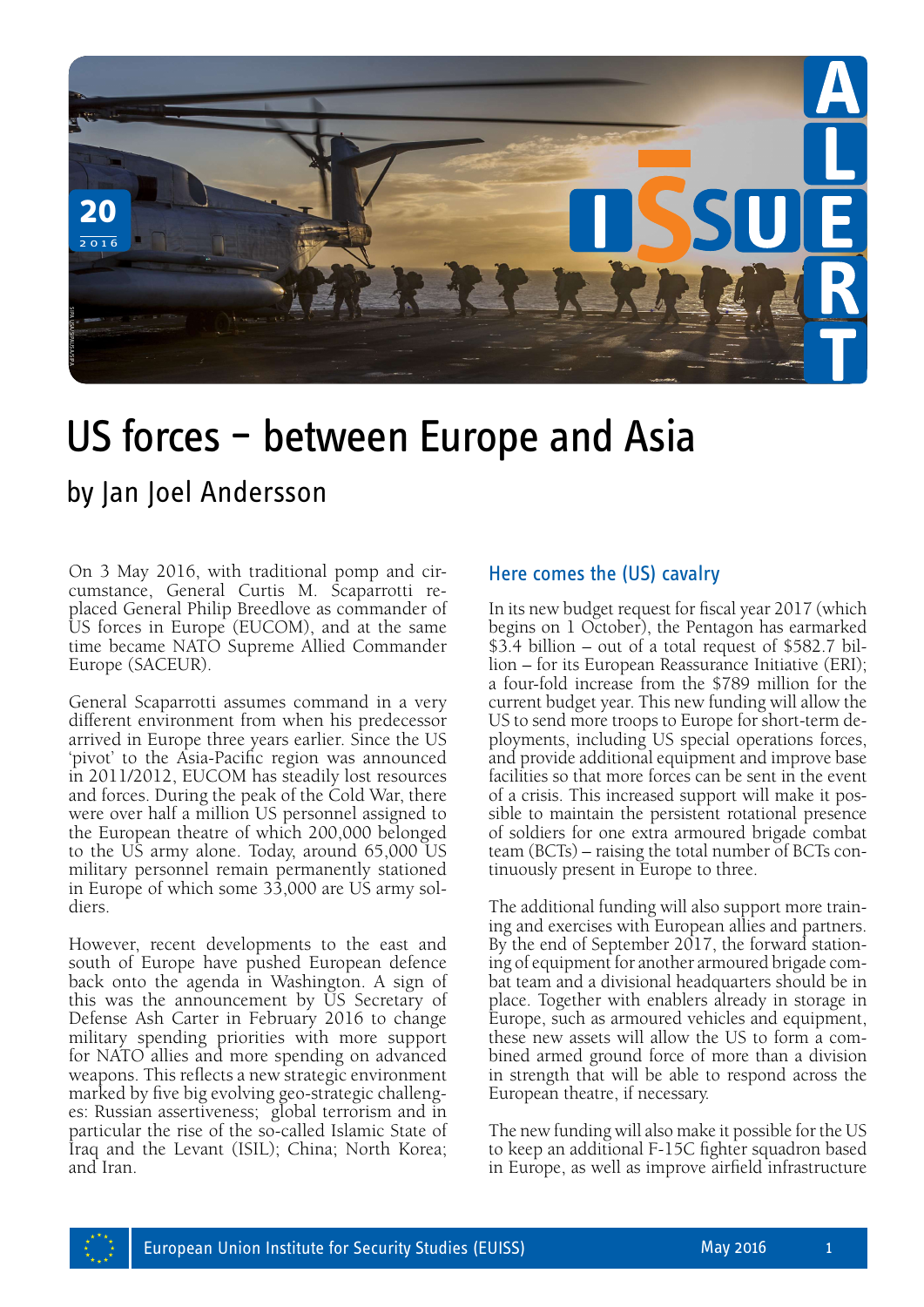# US forces – between Europe and Asia

## by Jan Joel Andersson

On 3 May 2016, with traditional pomp and circumstance, General Curtis M. Scaparrotti replaced General Philip Breedlove as commander of US forces in Europe (EUCOM), and at the same time became NATO Supreme Allied Commander Europe (SACEUR).

General Scaparrotti assumes command in a very different environment from when his predecessor arrived in Europe three years earlier. Since the US 'pivot' to the Asia-Pacific region was announced in 2011/2012, EUCOM has steadily lost resources and forces. During the peak of the Cold War, there were over half a million US personnel assigned to the European theatre of which 200,000 belonged to the US army alone. Today, around 65,000 US military personnel remain permanently stationed in Europe of which some 33,000 are US army soldiers.

However, recent developments to the east and south of Europe have pushed European defence back onto the agenda in Washington. A sign of this was the announcement by US Secretary of Defense Ash Carter in February 2016 to change military spending priorities with more support for NATO allies and more spending on advanced weapons. This reflects a new strategic environment marked by five big evolving geo-strategic challenges: Russian assertiveness; global terrorism and in particular the rise of the so-called Islamic State of Iraq and the Levant (ISIL); China; North Korea; and Iran.

### Here comes the (US) cavalry

In its new budget request for fiscal year 2017 (which begins on 1 October), the Pentagon has earmarked $3.4 billion – out of a total request of $582.7 billion – for its European Reassurance Initiative (ERI); a four-fold increase from the $789 million for the current budget year. This new funding will allow the US to send more troops to Europe for short-term deployments, including US special operations forces, and provide additional equipment and improve base facilities so that more forces can be sent in the event of a crisis. This increased support will make it possible to maintain the persistent rotational presence of soldiers for one extra armoured brigade combat team (BCTs) – raising the total number of BCTs continuously present in Europe to three.

The additional funding will also support more training and exercises with European allies and partners. By the end of September 2017, the forward stationing of equipment for another armoured brigade combat team and a divisional headquarters should be in place. Together with enablers already in storage in Europe, such as armoured vehicles and equipment, these new assets will allow the US to form a combined armed ground force of more than a division in strength that will be able to respond across the European theatre, if necessary.

The new funding will also make it possible for the US to keep an additional F-15C fighter squadron based in Europe, as well as improve airfield infrastructure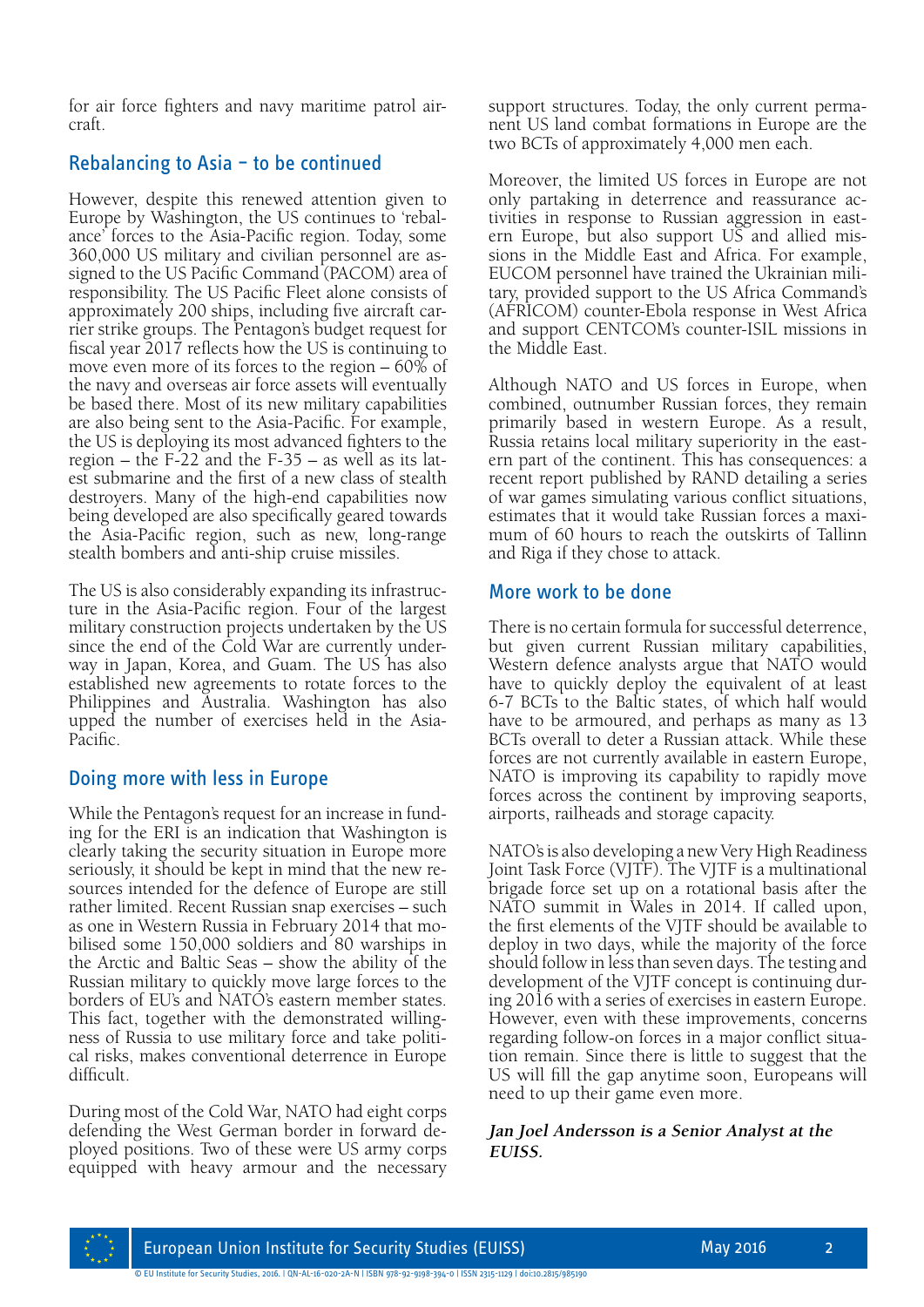for air force fighters and navy maritime patrol aircraft.

## Rebalancing to Asia – to be continued

However, despite this renewed attention given to Europe by Washington, the US continues to 'rebalance' forces to the Asia-Pacific region. Today, some 360,000 US military and civilian personnel are assigned to the US Pacific Command (PACOM) area of responsibility. The US Pacific Fleet alone consists of approximately 200 ships, including five aircraft carrier strike groups. The Pentagon's budget request for fiscal year 2017 reflects how the US is continuing to move even more of its forces to the region – 60% of the navy and overseas air force assets will eventually be based there. Most of its new military capabilities are also being sent to the Asia-Pacific. For example, the US is deploying its most advanced fighters to the region – the F-22 and the F-35 – as well as its latest submarine and the first of a new class of stealth destroyers. Many of the high-end capabilities now being developed are also specifically geared towards the Asia-Pacific region, such as new, long-range stealth bombers and anti-ship cruise missiles.

The US is also considerably expanding its infrastructure in the Asia-Pacific region. Four of the largest military construction projects undertaken by the US since the end of the Cold War are currently underway in Japan, Korea, and Guam. The US has also established new agreements to rotate forces to the Philippines and Australia. Washington has also upped the number of exercises held in the Asia-Pacific.

## Doing more with less in Europe

While the Pentagon's request for an increase in funding for the ERI is an indication that Washington is clearly taking the security situation in Europe more seriously, it should be kept in mind that the new resources intended for the defence of Europe are still rather limited. Recent Russian snap exercises – such as one in Western Russia in February 2014 that mobilised some 150,000 soldiers and 80 warships in the Arctic and Baltic Seas – show the ability of the Russian military to quickly move large forces to the borders of EU's and NATO's eastern member states. This fact, together with the demonstrated willingness of Russia to use military force and take political risks, makes conventional deterrence in Europe difficult.

During most of the Cold War, NATO had eight corps defending the West German border in forward deployed positions. Two of these were US army corps equipped with heavy armour and the necessary support structures. Today, the only current permanent US land combat formations in Europe are the two BCTs of approximately 4,000 men each.

Moreover, the limited US forces in Europe are not only partaking in deterrence and reassurance activities in response to Russian aggression in eastern Europe, but also support US and allied missions in the Middle East and Africa. For example, EUCOM personnel have trained the Ukrainian military, provided support to the US Africa Command's (AFRICOM) counter-Ebola response in West Africa and support CENTCOM's counter-ISIL missions in the Middle East.

Although NATO and US forces in Europe, when combined, outnumber Russian forces, they remain primarily based in western Europe. As a result, Russia retains local military superiority in the eastern part of the continent. This has consequences: a recent report published by RAND detailing a series of war games simulating various conflict situations, estimates that it would take Russian forces a maximum of 60 hours to reach the outskirts of Tallinn and Riga if they chose to attack.

## More work to be done

There is no certain formula for successful deterrence, but given current Russian military capabilities, Western defence analysts argue that NATO would have to quickly deploy the equivalent of at least 6-7 BCTs to the Baltic states, of which half would have to be armoured, and perhaps as many as 13 BCTs overall to deter a Russian attack. While these forces are not currently available in eastern Europe, NATO is improving its capability to rapidly move forces across the continent by improving seaports, airports, railheads and storage capacity.

NATO's is also developing a new Very High Readiness Joint Task Force (VJTF). The VJTF is a multinational brigade force set up on a rotational basis after the NATO summit in Wales in 2014. If called upon, the first elements of the VJTF should be available to deploy in two days, while the majority of the force should follow in less than seven days. The testing and development of the VJTF concept is continuing during 2016 with a series of exercises in eastern Europe. However, even with these improvements, concerns regarding follow-on forces in a major conflict situation remain. Since there is little to suggest that the US will fill the gap anytime soon, Europeans will need to up their game even more.

***Jan Joel Andersson is a Senior Analyst at the EUISS.***

© EU Institute for Security Studies, 2016. | QN-AL-16-020-2A-N | ISBN 978-92-9198-394-0 | ISSN 2315-1129 | doi:10.2815/985190